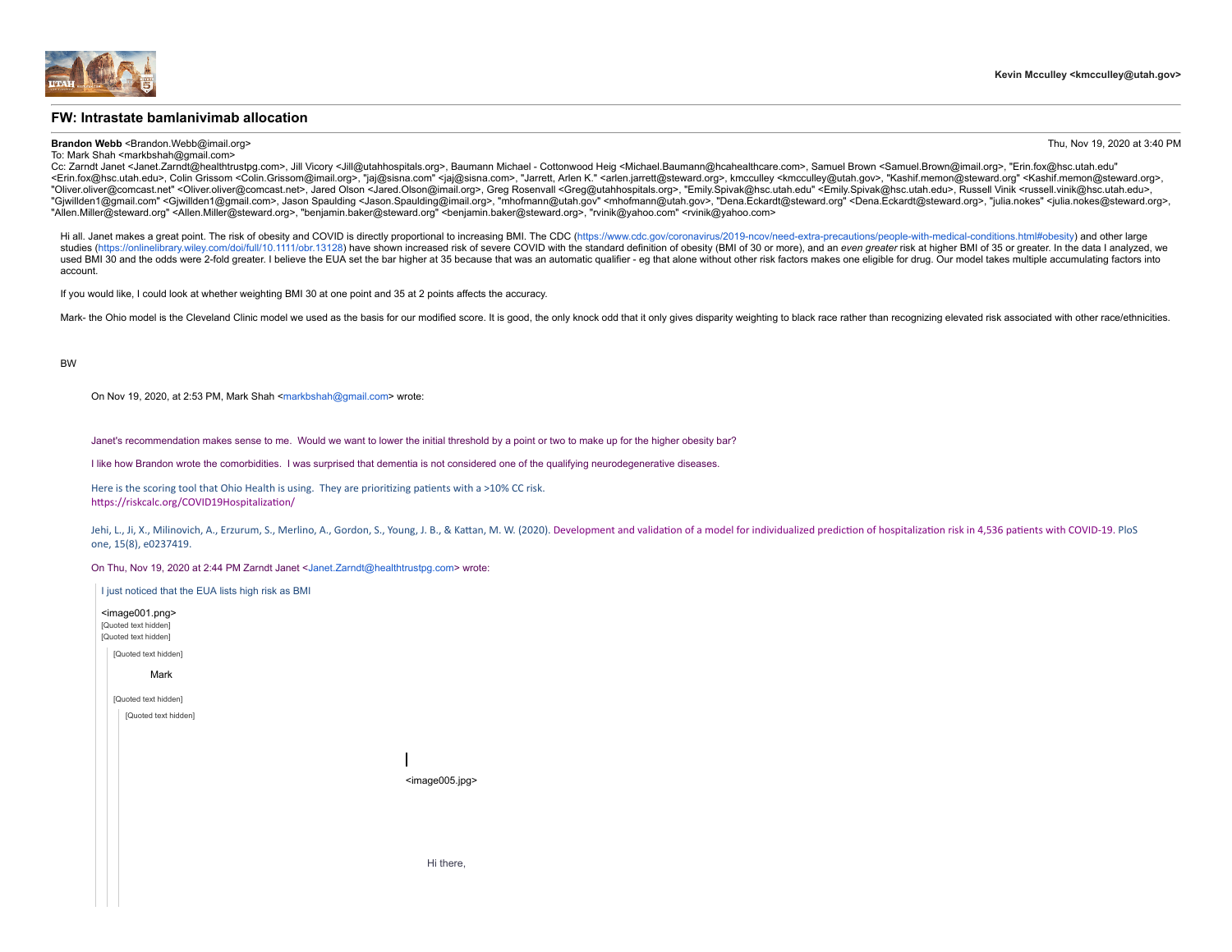Kevin Mcculley <kmcculley@utah.gov>

## FW: Intrastate bamlanivimab allocation

**Brandon Webb** <Brandon.Webb@imail.org> Thu, Nov 19, 2020 at 3:40 PM
To: Mark Shah <markbshah@gmail.com>
Cc: Zarndt Janet <Janet.Zarndt@healthtrustpg.com>, Jill Vicory <Jill@utahhospitals.org>, Baumann Michael - Cottonwood Heig <Michael.Baumann@hcahealthcare.com>, Samuel Brown <Samuel.Brown@imail.org>, "Erin.fox@hsc.utah.edu" <Erin.fox@hsc.utah.edu>, Colin Grissom <Colin.Grissom@imail.org>, "jaj@sisna.com" <jaj@sisna.com>, "Jarrett, Arlen K." <arlen.jarrett@steward.org>, kmcculley <kmcculley@utah.gov>, "Kashif.memon@steward.org" <Kashif.memon@steward.org>, "Oliver.oliver@comcast.net" <Oliver.oliver@comcast.net>, Jared Olson <Jared.Olson@imail.org>, Greg Rosenvall <Greg@utahhospitals.org>, "Emily.Spivak@hsc.utah.edu" <Emily.Spivak@hsc.utah.edu>, Russell Vinik <russell.vinik@hsc.utah.edu>, "Gjwillden1@gmail.com" <Gjwillden1@gmail.com>, Jason Spaulding <Jason.Spaulding@imail.org>, "mhofmann@utah.gov" <mhofmann@utah.gov>, "Dena.Eckardt@steward.org" <Dena.Eckardt@steward.org>, "julia.nokes" <julia.nokes@steward.org>, "Allen.Miller@steward.org" <Allen.Miller@steward.org>, "benjamin.baker@steward.org" <benjamin.baker@steward.org>, "rvinik@yahoo.com" <rvinik@yahoo.com>

Hi all. Janet makes a great point. The risk of obesity and COVID is directly proportional to increasing BMI. The CDC (https://www.cdc.gov/coronavirus/2019-ncov/need-extra-precautions/people-with-medical-conditions.html#obesity) and other large studies (https://onlinelibrary.wiley.com/doi/full/10.1111/obr.13128) have shown increased risk of severe COVID with the standard definition of obesity (BMI of 30 or more), and an *even greater* risk at higher BMI of 35 or greater. In the data I analyzed, we used BMI 30 and the odds were 2-fold greater. I believe the EUA set the bar higher at 35 because that was an automatic qualifier - eg that alone without other risk factors makes one eligible for drug. Our model takes multiple accumulating factors into account.

If you would like, I could look at whether weighting BMI 30 at one point and 35 at 2 points affects the accuracy.

Mark- the Ohio model is the Cleveland Clinic model we used as the basis for our modified score. It is good, the only knock odd that it only gives disparity weighting to black race rather than recognizing elevated risk associated with other race/ethnicities.

BW

> On Nov 19, 2020, at 2:53 PM, Mark Shah <markbshah@gmail.com> wrote:
>
> Janet's recommendation makes sense to me. Would we want to lower the initial threshold by a point or two to make up for the higher obesity bar?
>
> I like how Brandon wrote the comorbidities. I was surprised that dementia is not considered one of the qualifying neurodegenerative diseases.
>
> Here is the scoring tool that Ohio Health is using. They are prioritizing patients with a >10% CC risk.
> https://riskcalc.org/COVID19Hospitalization/
>
> Jehi, L., Ji, X., Milinovich, A., Erzurum, S., Merlino, A., Gordon, S., Young, J. B., & Kattan, M. W. (2020). Development and validation of a model for individualized prediction of hospitalization risk in 4,536 patients with COVID-19. PloS one, 15(8), e0237419.
>
> On Thu, Nov 19, 2020 at 2:44 PM Zarndt Janet <Janet.Zarndt@healthtrustpg.com> wrote:
>
>> I just noticed that the EUA lists high risk as BMI
>>
>> <image001.png>
>> [Quoted text hidden]
>> [Quoted text hidden]
>>
>>> [Quoted text hidden]
>>>
>>> Mark
>>>
>>> [Quoted text hidden]
>>>
>>>> [Quoted text hidden]
>>>>
>>>> <image005.jpg>
>>>>
>>>> Hi there,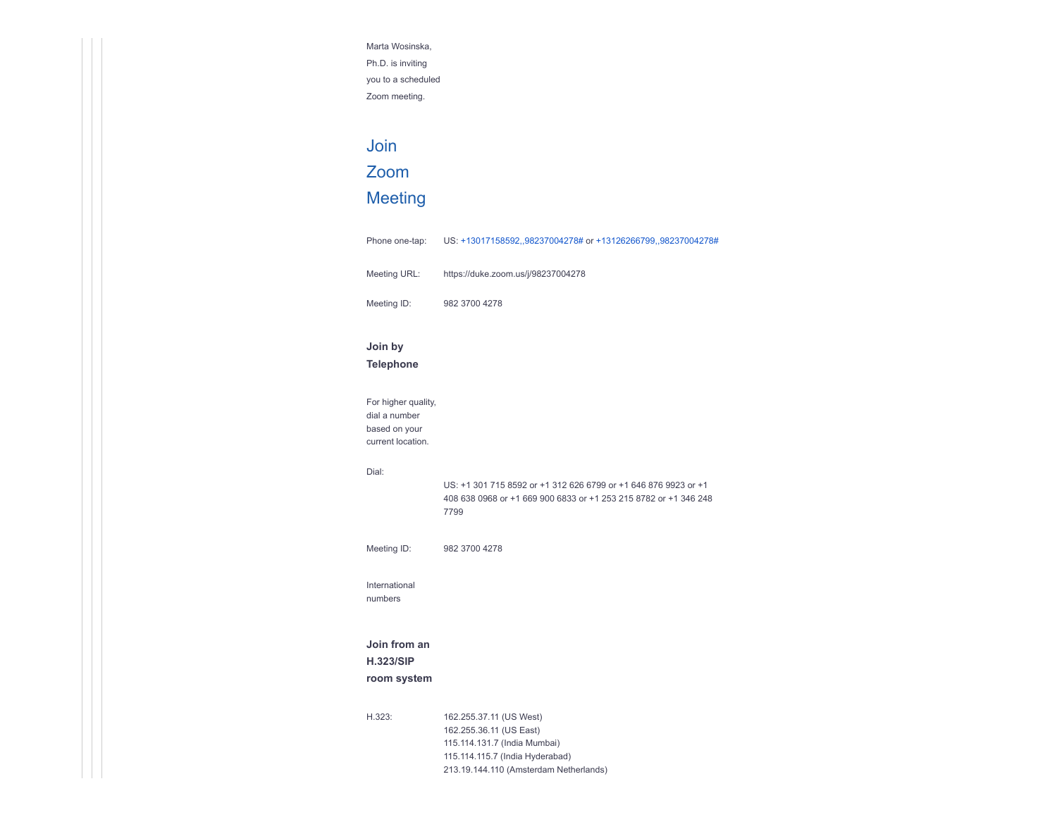Marta Wosinska, Ph.D. is inviting you to a scheduled Zoom meeting.

## Join Zoom Meeting

| | |
|---|---|
| Phone one-tap: | US: +13017158592,,98237004278# or +13126266799,,98237004278# |
| Meeting URL: | https://duke.zoom.us/j/98237004278 |
| Meeting ID: | 982 3700 4278 |

### Join by Telephone

For higher quality, dial a number based on your current location.

| | |
|---|---|
| Dial: | US: +1 301 715 8592 or +1 312 626 6799 or +1 646 876 9923 or +1 408 638 0968 or +1 669 900 6833 or +1 253 215 8782 or +1 346 248 7799 |
| Meeting ID: | 982 3700 4278 |

International numbers

### Join from an H.323/SIP room system

H.323:

162.255.37.11 (US West)
162.255.36.11 (US East)
115.114.131.7 (India Mumbai)
115.114.115.7 (India Hyderabad)
213.19.144.110 (Amsterdam Netherlands)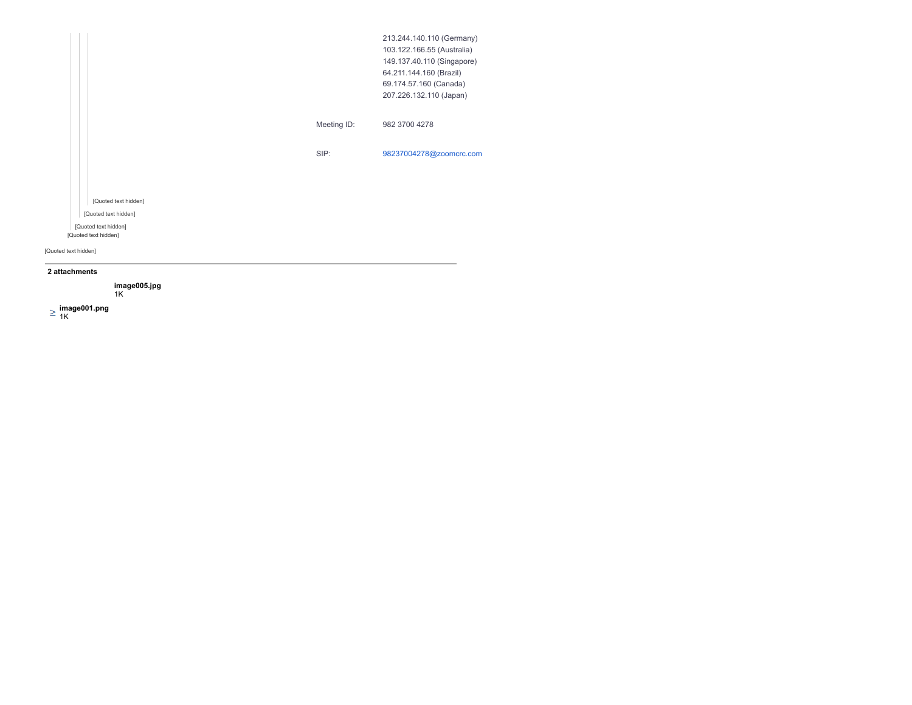213.244.140.110 (Germany)
103.122.166.55 (Australia)
149.137.40.110 (Singapore)
64.211.144.160 (Brazil)
69.174.57.160 (Canada)
207.226.132.110 (Japan)

Meeting ID: 982 3700 4278

SIP: 98237004278@zoomcrc.com

[Quoted text hidden]

[Quoted text hidden]

[Quoted text hidden]

[Quoted text hidden]

[Quoted text hidden]

---

**2 attachments**

**image005.jpg**
1K

**image001.png**
1K